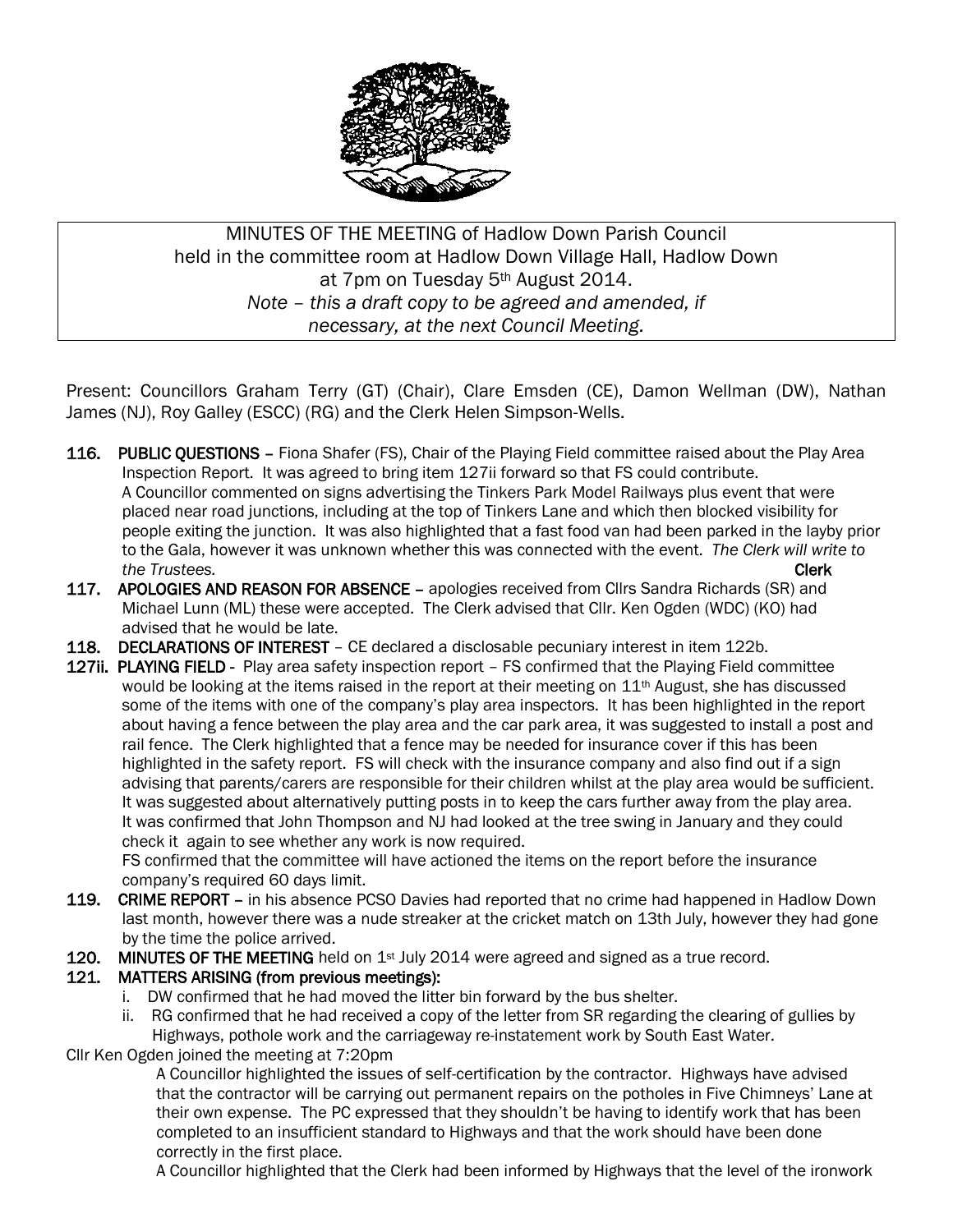MINUTES OF THE MEETING of Hadlow Down Parish Council held in the committee room at Hadlow Down Village Hall, Hadlow Down at 7pm on Tuesday 5th August 2014.

*Note – this a draft copy to be agreed and amended, if necessary, at the next Council Meeting.*

Present: Councillors Graham Terry (GT) (Chair), Clare Emsden (CE), Damon Wellman (DW), Nathan James (NJ), Roy Galley (ESCC) (RG) and the Clerk Helen Simpson-Wells.

**116. PUBLIC QUESTIONS** – Fiona Shafer (FS), Chair of the Playing Field committee raised about the Play Area Inspection Report. It was agreed to bring item 127ii forward so that FS could contribute. A Councillor commented on signs advertising the Tinkers Park Model Railways plus event that were placed near road junctions, including at the top of Tinkers Lane and which then blocked visibility for people exiting the junction. It was also highlighted that a fast food van had been parked in the layby prior to the Gala, however it was unknown whether this was connected with the event. *The Clerk will write to the Trustees.* **Clerk**

**117. APOLOGIES AND REASON FOR ABSENCE** – apologies received from Cllrs Sandra Richards (SR) and Michael Lunn (ML) these were accepted. The Clerk advised that Cllr. Ken Ogden (WDC) (KO) had advised that he would be late.

**118. DECLARATIONS OF INTEREST** – CE declared a disclosable pecuniary interest in item 122b.

**127ii. PLAYING FIELD** - Play area safety inspection report – FS confirmed that the Playing Field committee would be looking at the items raised in the report at their meeting on 11th August, she has discussed some of the items with one of the company's play area inspectors. It has been highlighted in the report about having a fence between the play area and the car park area, it was suggested to install a post and rail fence. The Clerk highlighted that a fence may be needed for insurance cover if this has been highlighted in the safety report. FS will check with the insurance company and also find out if a sign advising that parents/carers are responsible for their children whilst at the play area would be sufficient. It was suggested about alternatively putting posts in to keep the cars further away from the play area. It was confirmed that John Thompson and NJ had looked at the tree swing in January and they could check it again to see whether any work is now required.

FS confirmed that the committee will have actioned the items on the report before the insurance company's required 60 days limit.

**119. CRIME REPORT** – in his absence PCSO Davies had reported that no crime had happened in Hadlow Down last month, however there was a nude streaker at the cricket match on 13th July, however they had gone by the time the police arrived.

**120. MINUTES OF THE MEETING** held on 1st July 2014 were agreed and signed as a true record.

**121. MATTERS ARISING (from previous meetings):**

i. DW confirmed that he had moved the litter bin forward by the bus shelter.

ii. RG confirmed that he had received a copy of the letter from SR regarding the clearing of gullies by Highways, pothole work and the carriageway re-instatement work by South East Water.

Cllr Ken Ogden joined the meeting at 7:20pm

A Councillor highlighted the issues of self-certification by the contractor. Highways have advised that the contractor will be carrying out permanent repairs on the potholes in Five Chimneys' Lane at their own expense. The PC expressed that they shouldn't be having to identify work that has been completed to an insufficient standard to Highways and that the work should have been done correctly in the first place.

A Councillor highlighted that the Clerk had been informed by Highways that the level of the ironwork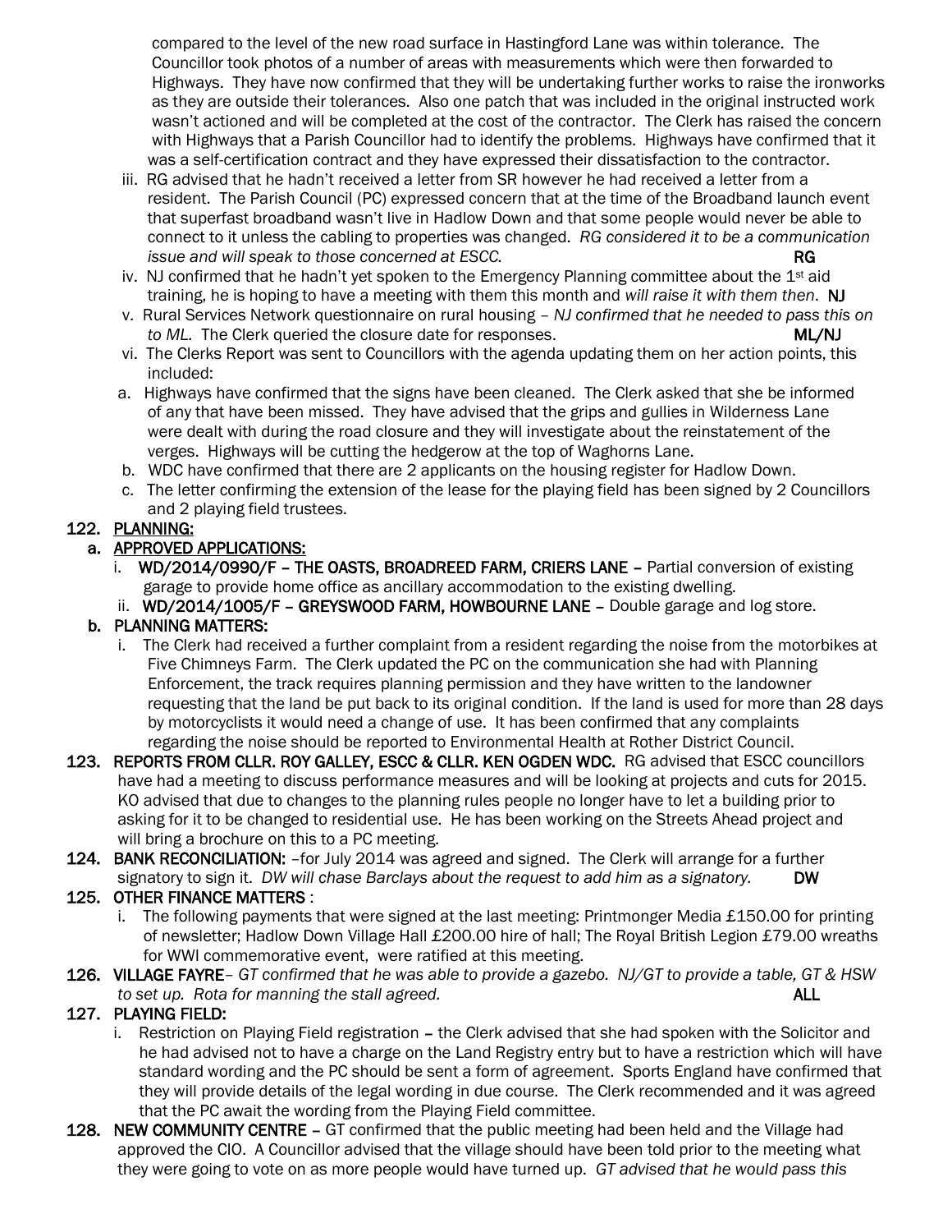compared to the level of the new road surface in Hastingford Lane was within tolerance. The Councillor took photos of a number of areas with measurements which were then forwarded to Highways. They have now confirmed that they will be undertaking further works to raise the ironworks as they are outside their tolerances. Also one patch that was included in the original instructed work wasn't actioned and will be completed at the cost of the contractor. The Clerk has raised the concern with Highways that a Parish Councillor had to identify the problems. Highways have confirmed that it was a self-certification contract and they have expressed their dissatisfaction to the contractor.

iii. RG advised that he hadn't received a letter from SR however he had received a letter from a resident. The Parish Council (PC) expressed concern that at the time of the Broadband launch event that superfast broadband wasn't live in Hadlow Down and that some people would never be able to connect to it unless the cabling to properties was changed. *RG considered it to be a communication issue and will speak to those concerned at ESCC.* **RG**

iv. NJ confirmed that he hadn't yet spoken to the Emergency Planning committee about the 1st aid training, he is hoping to have a meeting with them this month and *will raise it with them then*. **NJ**

v. Rural Services Network questionnaire on rural housing – *NJ confirmed that he needed to pass this on to ML.* The Clerk queried the closure date for responses. **ML/NJ**

vi. The Clerks Report was sent to Councillors with the agenda updating them on her action points, this included:

a. Highways have confirmed that the signs have been cleaned. The Clerk asked that she be informed of any that have been missed. They have advised that the grips and gullies in Wilderness Lane were dealt with during the road closure and they will investigate about the reinstatement of the verges. Highways will be cutting the hedgerow at the top of Waghorns Lane.

b. WDC have confirmed that there are 2 applicants on the housing register for Hadlow Down.

c. The letter confirming the extension of the lease for the playing field has been signed by 2 Councillors and 2 playing field trustees.

**122. PLANNING:**

**a. APPROVED APPLICATIONS:**

i. **WD/2014/0990/F – THE OASTS, BROADREED FARM, CRIERS LANE –** Partial conversion of existing garage to provide home office as ancillary accommodation to the existing dwelling.

ii. **WD/2014/1005/F – GREYSWOOD FARM, HOWBOURNE LANE –** Double garage and log store.

**b. PLANNING MATTERS:**

i. The Clerk had received a further complaint from a resident regarding the noise from the motorbikes at Five Chimneys Farm. The Clerk updated the PC on the communication she had with Planning Enforcement, the track requires planning permission and they have written to the landowner requesting that the land be put back to its original condition. If the land is used for more than 28 days by motorcyclists it would need a change of use. It has been confirmed that any complaints regarding the noise should be reported to Environmental Health at Rother District Council.

**123. REPORTS FROM CLLR. ROY GALLEY, ESCC & CLLR. KEN OGDEN WDC.** RG advised that ESCC councillors have had a meeting to discuss performance measures and will be looking at projects and cuts for 2015. KO advised that due to changes to the planning rules people no longer have to let a building prior to asking for it to be changed to residential use. He has been working on the Streets Ahead project and will bring a brochure on this to a PC meeting.

**124. BANK RECONCILIATION:** –for July 2014 was agreed and signed. The Clerk will arrange for a further signatory to sign it. *DW will chase Barclays about the request to add him as a signatory.* **DW**

**125. OTHER FINANCE MATTERS** :

i. The following payments that were signed at the last meeting: Printmonger Media £150.00 for printing of newsletter; Hadlow Down Village Hall £200.00 hire of hall; The Royal British Legion £79.00 wreaths for WWI commemorative event, were ratified at this meeting.

**126. VILLAGE FAYRE**– *GT confirmed that he was able to provide a gazebo. NJ/GT to provide a table, GT & HSW to set up. Rota for manning the stall agreed.* **ALL**

**127. PLAYING FIELD:**

i. Restriction on Playing Field registration – the Clerk advised that she had spoken with the Solicitor and he had advised not to have a charge on the Land Registry entry but to have a restriction which will have standard wording and the PC should be sent a form of agreement. Sports England have confirmed that they will provide details of the legal wording in due course. The Clerk recommended and it was agreed that the PC await the wording from the Playing Field committee.

**128. NEW COMMUNITY CENTRE –** GT confirmed that the public meeting had been held and the Village had approved the CIO. A Councillor advised that the village should have been told prior to the meeting what they were going to vote on as more people would have turned up. *GT advised that he would pass this*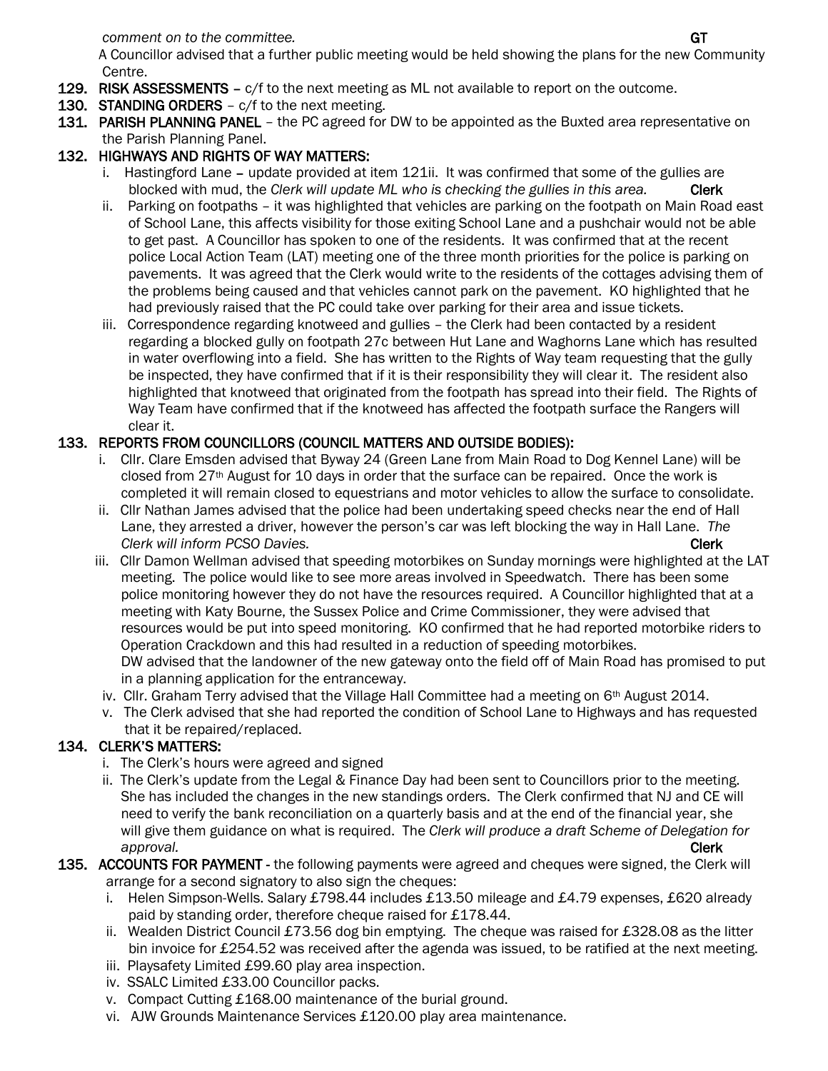*comment on to the committee.* **GT**

A Councillor advised that a further public meeting would be held showing the plans for the new Community Centre.

**129. RISK ASSESSMENTS** – c/f to the next meeting as ML not available to report on the outcome.

**130. STANDING ORDERS** – c/f to the next meeting.

**131. PARISH PLANNING PANEL** – the PC agreed for DW to be appointed as the Buxted area representative on the Parish Planning Panel.

**132. HIGHWAYS AND RIGHTS OF WAY MATTERS:**

i. Hastingford Lane – update provided at item 121ii. It was confirmed that some of the gullies are blocked with mud, the *Clerk will update ML who is checking the gullies in this area.* **Clerk**

ii. Parking on footpaths – it was highlighted that vehicles are parking on the footpath on Main Road east of School Lane, this affects visibility for those exiting School Lane and a pushchair would not be able to get past. A Councillor has spoken to one of the residents. It was confirmed that at the recent police Local Action Team (LAT) meeting one of the three month priorities for the police is parking on pavements. It was agreed that the Clerk would write to the residents of the cottages advising them of the problems being caused and that vehicles cannot park on the pavement. KO highlighted that he had previously raised that the PC could take over parking for their area and issue tickets.

iii. Correspondence regarding knotweed and gullies – the Clerk had been contacted by a resident regarding a blocked gully on footpath 27c between Hut Lane and Waghorns Lane which has resulted in water overflowing into a field. She has written to the Rights of Way team requesting that the gully be inspected, they have confirmed that if it is their responsibility they will clear it. The resident also highlighted that knotweed that originated from the footpath has spread into their field. The Rights of Way Team have confirmed that if the knotweed has affected the footpath surface the Rangers will clear it.

**133. REPORTS FROM COUNCILLORS (COUNCIL MATTERS AND OUTSIDE BODIES):**

i. Cllr. Clare Emsden advised that Byway 24 (Green Lane from Main Road to Dog Kennel Lane) will be closed from 27th August for 10 days in order that the surface can be repaired. Once the work is completed it will remain closed to equestrians and motor vehicles to allow the surface to consolidate.

ii. Cllr Nathan James advised that the police had been undertaking speed checks near the end of Hall Lane, they arrested a driver, however the person's car was left blocking the way in Hall Lane. *The Clerk will inform PCSO Davies.* **Clerk**

iii. Cllr Damon Wellman advised that speeding motorbikes on Sunday mornings were highlighted at the LAT meeting. The police would like to see more areas involved in Speedwatch. There has been some police monitoring however they do not have the resources required. A Councillor highlighted that at a meeting with Katy Bourne, the Sussex Police and Crime Commissioner, they were advised that resources would be put into speed monitoring. KO confirmed that he had reported motorbike riders to Operation Crackdown and this had resulted in a reduction of speeding motorbikes.
DW advised that the landowner of the new gateway onto the field off of Main Road has promised to put in a planning application for the entranceway.

iv. Cllr. Graham Terry advised that the Village Hall Committee had a meeting on 6th August 2014.

v. The Clerk advised that she had reported the condition of School Lane to Highways and has requested that it be repaired/replaced.

**134. CLERK'S MATTERS:**

i. The Clerk's hours were agreed and signed

ii. The Clerk's update from the Legal & Finance Day had been sent to Councillors prior to the meeting. She has included the changes in the new standings orders. The Clerk confirmed that NJ and CE will need to verify the bank reconciliation on a quarterly basis and at the end of the financial year, she will give them guidance on what is required. The *Clerk will produce a draft Scheme of Delegation for approval.* **Clerk**

**135. ACCOUNTS FOR PAYMENT** - the following payments were agreed and cheques were signed, the Clerk will arrange for a second signatory to also sign the cheques:

i. Helen Simpson-Wells. Salary £798.44 includes £13.50 mileage and £4.79 expenses, £620 already paid by standing order, therefore cheque raised for £178.44.

ii. Wealden District Council £73.56 dog bin emptying. The cheque was raised for £328.08 as the litter bin invoice for £254.52 was received after the agenda was issued, to be ratified at the next meeting.

iii. Playsafety Limited £99.60 play area inspection.

iv. SSALC Limited £33.00 Councillor packs.

v. Compact Cutting £168.00 maintenance of the burial ground.

vi. AJW Grounds Maintenance Services £120.00 play area maintenance.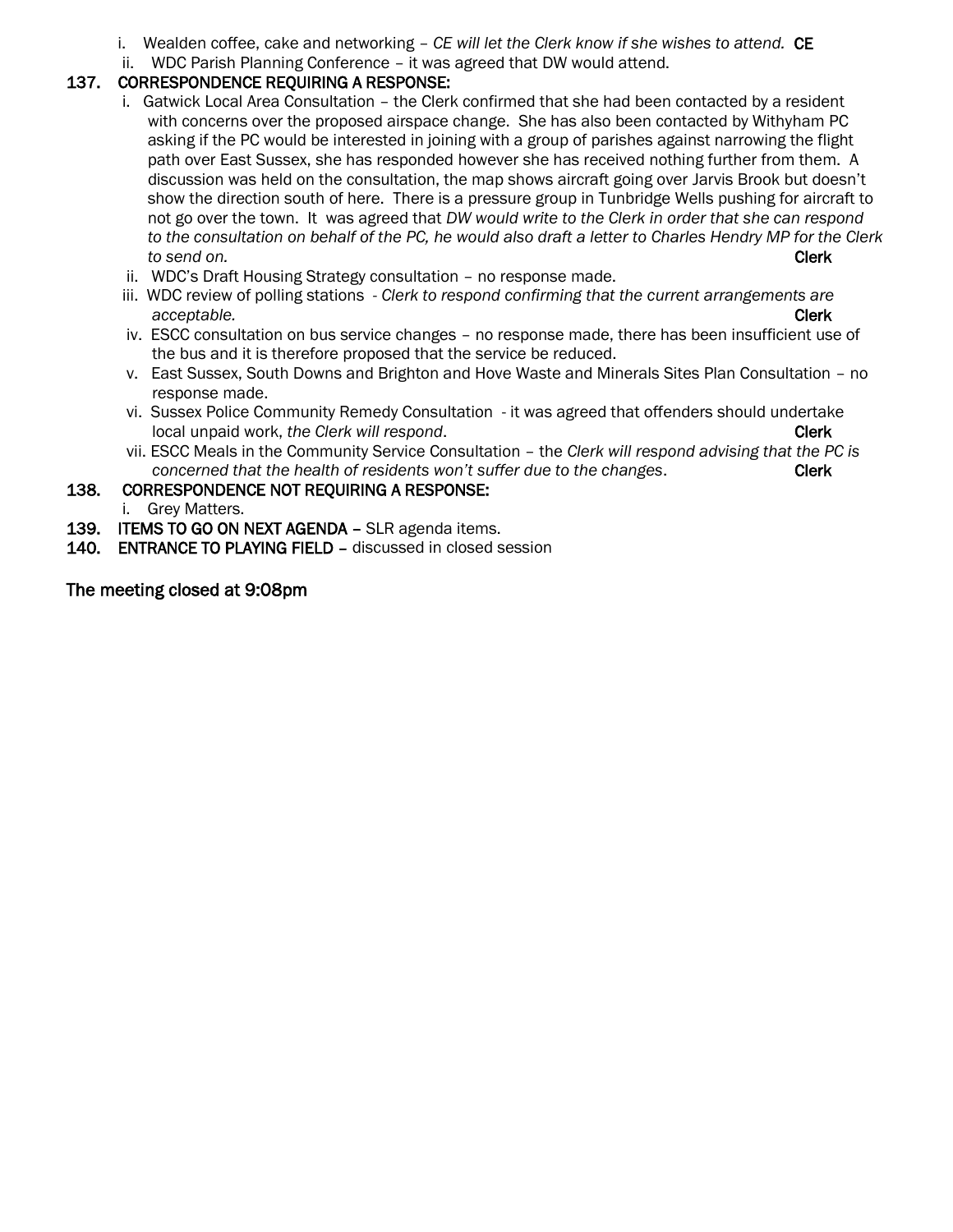i. Wealden coffee, cake and networking – *CE will let the Clerk know if she wishes to attend.* **CE**

ii. WDC Parish Planning Conference – it was agreed that DW would attend.

**137. CORRESPONDENCE REQUIRING A RESPONSE:**

i. Gatwick Local Area Consultation – the Clerk confirmed that she had been contacted by a resident with concerns over the proposed airspace change. She has also been contacted by Withyham PC asking if the PC would be interested in joining with a group of parishes against narrowing the flight path over East Sussex, she has responded however she has received nothing further from them. A discussion was held on the consultation, the map shows aircraft going over Jarvis Brook but doesn't show the direction south of here. There is a pressure group in Tunbridge Wells pushing for aircraft to not go over the town. It was agreed that *DW would write to the Clerk in order that she can respond to the consultation on behalf of the PC, he would also draft a letter to Charles Hendry MP for the Clerk to send on.* **Clerk**

ii. WDC's Draft Housing Strategy consultation – no response made.

iii. WDC review of polling stations - *Clerk to respond confirming that the current arrangements are acceptable.* **Clerk**

iv. ESCC consultation on bus service changes – no response made, there has been insufficient use of the bus and it is therefore proposed that the service be reduced.

v. East Sussex, South Downs and Brighton and Hove Waste and Minerals Sites Plan Consultation – no response made.

vi. Sussex Police Community Remedy Consultation - it was agreed that offenders should undertake local unpaid work, *the Clerk will respond*. **Clerk**

vii. ESCC Meals in the Community Service Consultation – the *Clerk will respond advising that the PC is concerned that the health of residents won't suffer due to the changes*. **Clerk**

**138. CORRESPONDENCE NOT REQUIRING A RESPONSE:**

i. Grey Matters.

**139. ITEMS TO GO ON NEXT AGENDA** – SLR agenda items.

**140. ENTRANCE TO PLAYING FIELD** – discussed in closed session

**The meeting closed at 9:08pm**